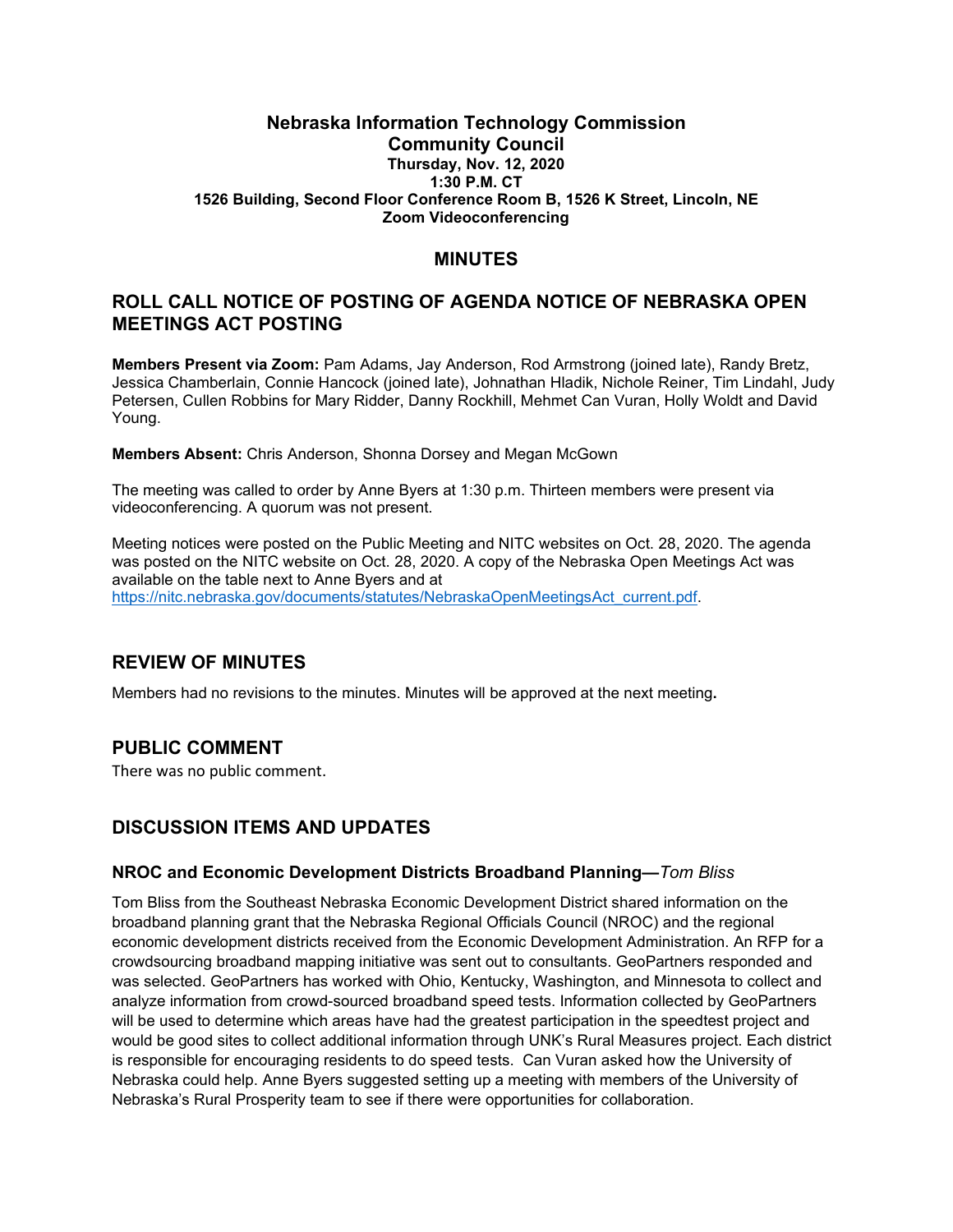# Nebraska Information Technology Commission
## Community Council
**Thursday, Nov. 12, 2020**
**1:30 P.M. CT**
**1526 Building, Second Floor Conference Room B, 1526 K Street, Lincoln, NE**
**Zoom Videoconferencing**

## MINUTES

## ROLL CALL NOTICE OF POSTING OF AGENDA NOTICE OF NEBRASKA OPEN MEETINGS ACT POSTING

**Members Present via Zoom:** Pam Adams, Jay Anderson, Rod Armstrong (joined late), Randy Bretz, Jessica Chamberlain, Connie Hancock (joined late), Johnathan Hladik, Nichole Reiner, Tim Lindahl, Judy Petersen, Cullen Robbins for Mary Ridder, Danny Rockhill, Mehmet Can Vuran, Holly Woldt and David Young.

**Members Absent:** Chris Anderson, Shonna Dorsey and Megan McGown

The meeting was called to order by Anne Byers at 1:30 p.m. Thirteen members were present via videoconferencing. A quorum was not present.

Meeting notices were posted on the Public Meeting and NITC websites on Oct. 28, 2020. The agenda was posted on the NITC website on Oct. 28, 2020. A copy of the Nebraska Open Meetings Act was available on the table next to Anne Byers and at https://nitc.nebraska.gov/documents/statutes/NebraskaOpenMeetingsAct_current.pdf.

## REVIEW OF MINUTES

Members had no revisions to the minutes. Minutes will be approved at the next meeting**.**

## PUBLIC COMMENT

There was no public comment.

## DISCUSSION ITEMS AND UPDATES

### NROC and Economic Development Districts Broadband Planning—*Tom Bliss*

Tom Bliss from the Southeast Nebraska Economic Development District shared information on the broadband planning grant that the Nebraska Regional Officials Council (NROC) and the regional economic development districts received from the Economic Development Administration. An RFP for a crowdsourcing broadband mapping initiative was sent out to consultants. GeoPartners responded and was selected. GeoPartners has worked with Ohio, Kentucky, Washington, and Minnesota to collect and analyze information from crowd-sourced broadband speed tests. Information collected by GeoPartners will be used to determine which areas have had the greatest participation in the speedtest project and would be good sites to collect additional information through UNK's Rural Measures project. Each district is responsible for encouraging residents to do speed tests. Can Vuran asked how the University of Nebraska could help. Anne Byers suggested setting up a meeting with members of the University of Nebraska's Rural Prosperity team to see if there were opportunities for collaboration.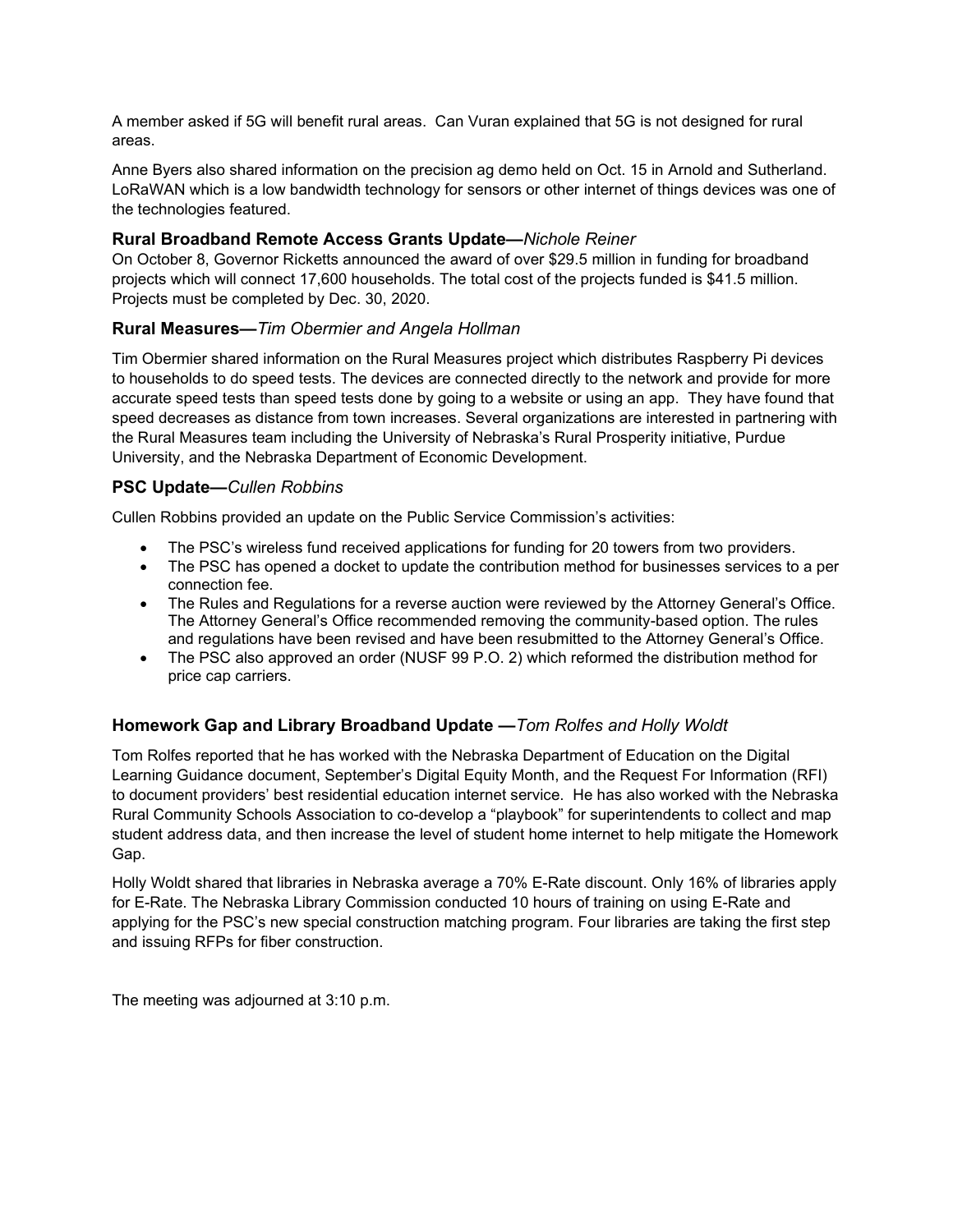A member asked if 5G will benefit rural areas. Can Vuran explained that 5G is not designed for rural areas.

Anne Byers also shared information on the precision ag demo held on Oct. 15 in Arnold and Sutherland. LoRaWAN which is a low bandwidth technology for sensors or other internet of things devices was one of the technologies featured.

### Rural Broadband Remote Access Grants Update—*Nichole Reiner*

On October 8, Governor Ricketts announced the award of over $29.5 million in funding for broadband projects which will connect 17,600 households. The total cost of the projects funded is $41.5 million. Projects must be completed by Dec. 30, 2020.

### Rural Measures—*Tim Obermier and Angela Hollman*

Tim Obermier shared information on the Rural Measures project which distributes Raspberry Pi devices to households to do speed tests. The devices are connected directly to the network and provide for more accurate speed tests than speed tests done by going to a website or using an app. They have found that speed decreases as distance from town increases. Several organizations are interested in partnering with the Rural Measures team including the University of Nebraska's Rural Prosperity initiative, Purdue University, and the Nebraska Department of Economic Development.

### PSC Update—*Cullen Robbins*

Cullen Robbins provided an update on the Public Service Commission's activities:

- The PSC's wireless fund received applications for funding for 20 towers from two providers.
- The PSC has opened a docket to update the contribution method for businesses services to a per connection fee.
- The Rules and Regulations for a reverse auction were reviewed by the Attorney General's Office. The Attorney General's Office recommended removing the community-based option. The rules and regulations have been revised and have been resubmitted to the Attorney General's Office.
- The PSC also approved an order (NUSF 99 P.O. 2) which reformed the distribution method for price cap carriers.

### Homework Gap and Library Broadband Update —*Tom Rolfes and Holly Woldt*

Tom Rolfes reported that he has worked with the Nebraska Department of Education on the Digital Learning Guidance document, September's Digital Equity Month, and the Request For Information (RFI) to document providers' best residential education internet service. He has also worked with the Nebraska Rural Community Schools Association to co-develop a "playbook" for superintendents to collect and map student address data, and then increase the level of student home internet to help mitigate the Homework Gap.

Holly Woldt shared that libraries in Nebraska average a 70% E-Rate discount. Only 16% of libraries apply for E-Rate. The Nebraska Library Commission conducted 10 hours of training on using E-Rate and applying for the PSC's new special construction matching program. Four libraries are taking the first step and issuing RFPs for fiber construction.

The meeting was adjourned at 3:10 p.m.